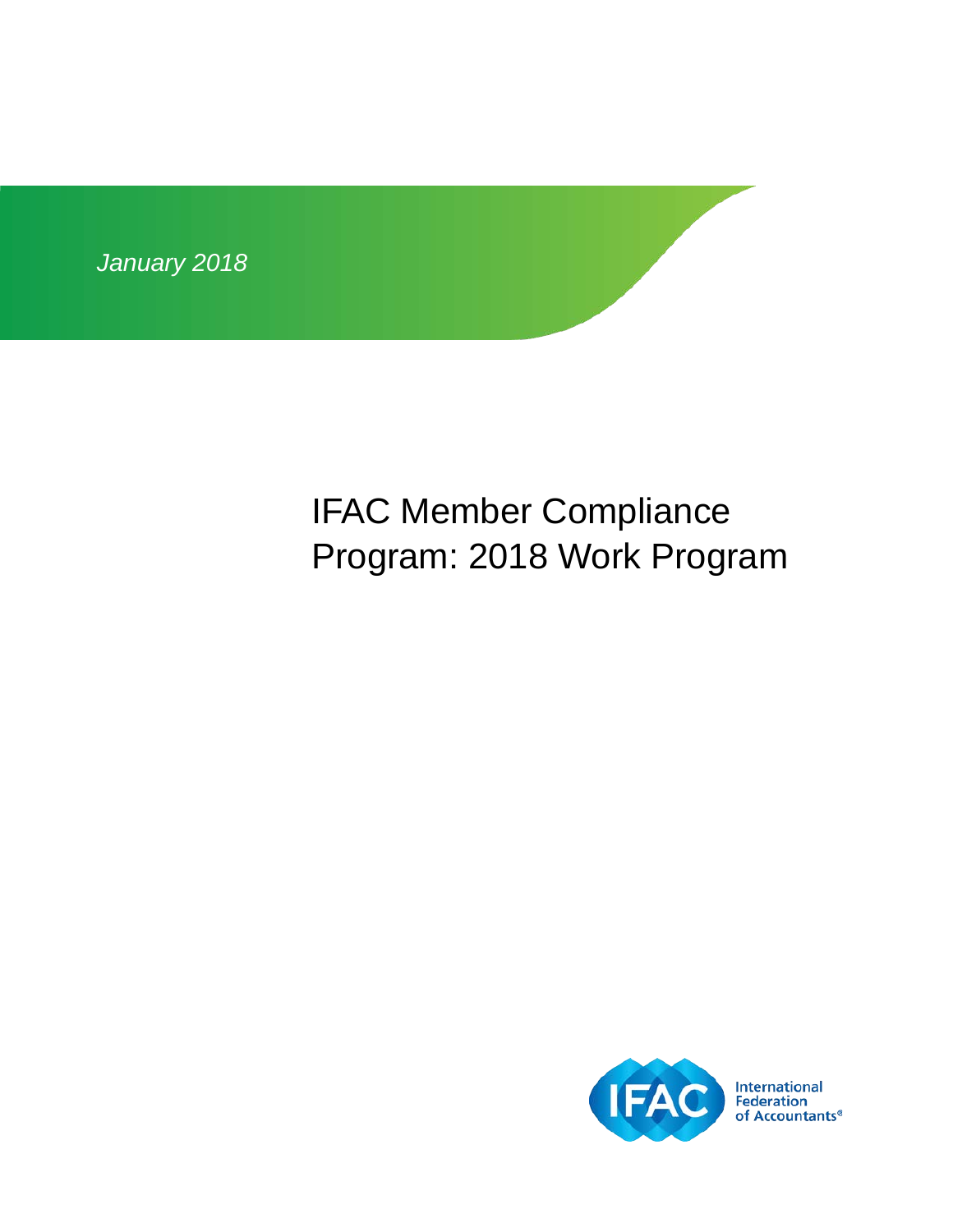*January 2018*

# IFAC Member Compliance Program: 2018 Work Program

International Federation of Accountants®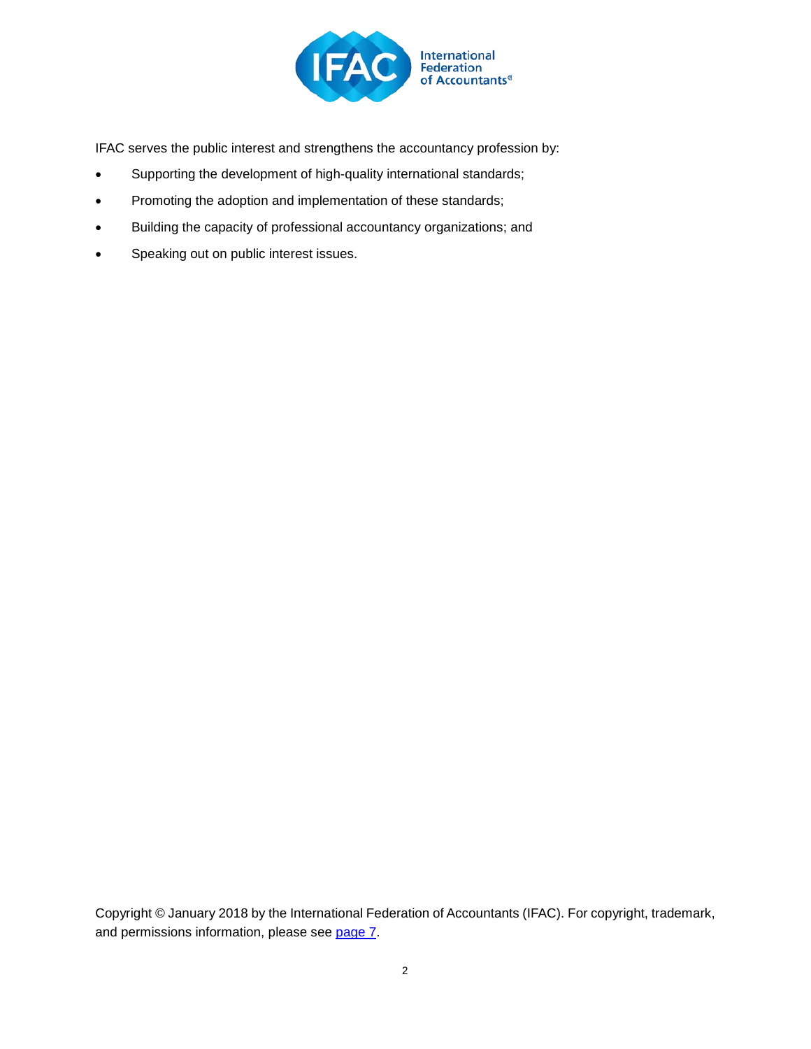IFAC serves the public interest and strengthens the accountancy profession by:

- Supporting the development of high-quality international standards;
- Promoting the adoption and implementation of these standards;
- Building the capacity of professional accountancy organizations; and
- Speaking out on public interest issues.

Copyright © January 2018 by the International Federation of Accountants (IFAC). For copyright, trademark, and permissions information, please see page 7.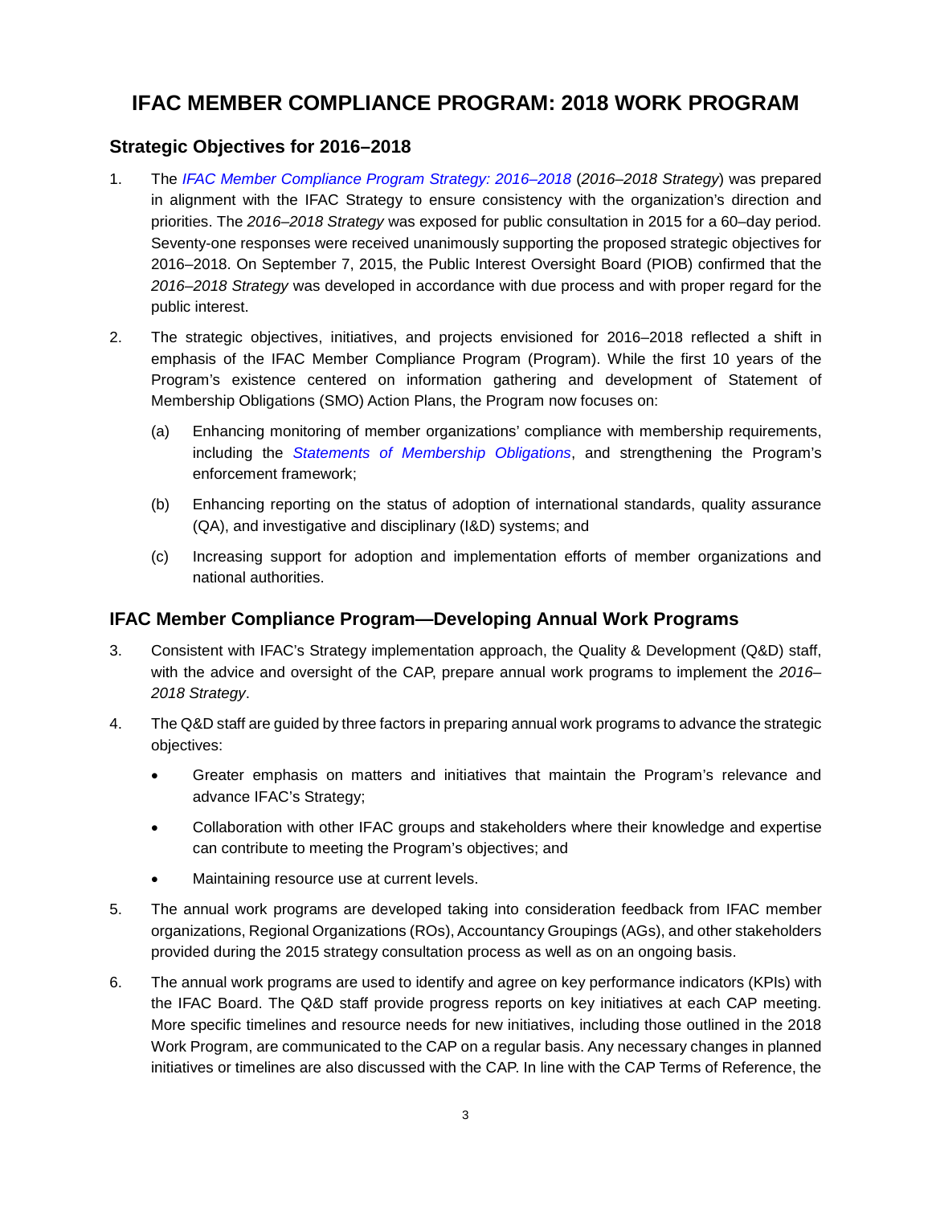# IFAC MEMBER COMPLIANCE PROGRAM: 2018 WORK PROGRAM

## Strategic Objectives for 2016–2018

1. The *IFAC Member Compliance Program Strategy: 2016–2018* (*2016–2018 Strategy*) was prepared in alignment with the IFAC Strategy to ensure consistency with the organization's direction and priorities. The *2016–2018 Strategy* was exposed for public consultation in 2015 for a 60–day period. Seventy-one responses were received unanimously supporting the proposed strategic objectives for 2016–2018. On September 7, 2015, the Public Interest Oversight Board (PIOB) confirmed that the *2016–2018 Strategy* was developed in accordance with due process and with proper regard for the public interest.

2. The strategic objectives, initiatives, and projects envisioned for 2016–2018 reflected a shift in emphasis of the IFAC Member Compliance Program (Program). While the first 10 years of the Program's existence centered on information gathering and development of Statement of Membership Obligations (SMO) Action Plans, the Program now focuses on:

   (a) Enhancing monitoring of member organizations' compliance with membership requirements, including the *Statements of Membership Obligations*, and strengthening the Program's enforcement framework;

   (b) Enhancing reporting on the status of adoption of international standards, quality assurance (QA), and investigative and disciplinary (I&D) systems; and

   (c) Increasing support for adoption and implementation efforts of member organizations and national authorities.

## IFAC Member Compliance Program—Developing Annual Work Programs

3. Consistent with IFAC's Strategy implementation approach, the Quality & Development (Q&D) staff, with the advice and oversight of the CAP, prepare annual work programs to implement the *2016–2018 Strategy*.

4. The Q&D staff are guided by three factors in preparing annual work programs to advance the strategic objectives:

   - Greater emphasis on matters and initiatives that maintain the Program's relevance and advance IFAC's Strategy;
   - Collaboration with other IFAC groups and stakeholders where their knowledge and expertise can contribute to meeting the Program's objectives; and
   - Maintaining resource use at current levels.

5. The annual work programs are developed taking into consideration feedback from IFAC member organizations, Regional Organizations (ROs), Accountancy Groupings (AGs), and other stakeholders provided during the 2015 strategy consultation process as well as on an ongoing basis.

6. The annual work programs are used to identify and agree on key performance indicators (KPIs) with the IFAC Board. The Q&D staff provide progress reports on key initiatives at each CAP meeting. More specific timelines and resource needs for new initiatives, including those outlined in the 2018 Work Program, are communicated to the CAP on a regular basis. Any necessary changes in planned initiatives or timelines are also discussed with the CAP. In line with the CAP Terms of Reference, the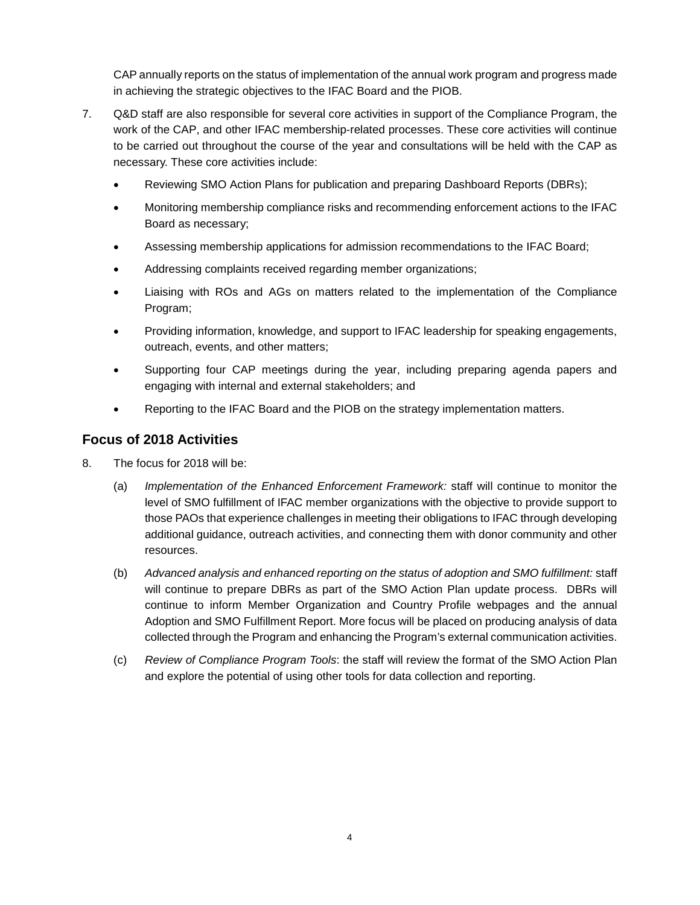CAP annually reports on the status of implementation of the annual work program and progress made in achieving the strategic objectives to the IFAC Board and the PIOB.

7. Q&D staff are also responsible for several core activities in support of the Compliance Program, the work of the CAP, and other IFAC membership-related processes. These core activities will continue to be carried out throughout the course of the year and consultations will be held with the CAP as necessary. These core activities include:

   - Reviewing SMO Action Plans for publication and preparing Dashboard Reports (DBRs);
   - Monitoring membership compliance risks and recommending enforcement actions to the IFAC Board as necessary;
   - Assessing membership applications for admission recommendations to the IFAC Board;
   - Addressing complaints received regarding member organizations;
   - Liaising with ROs and AGs on matters related to the implementation of the Compliance Program;
   - Providing information, knowledge, and support to IFAC leadership for speaking engagements, outreach, events, and other matters;
   - Supporting four CAP meetings during the year, including preparing agenda papers and engaging with internal and external stakeholders; and
   - Reporting to the IFAC Board and the PIOB on the strategy implementation matters.

## Focus of 2018 Activities

8. The focus for 2018 will be:

   (a) *Implementation of the Enhanced Enforcement Framework:* staff will continue to monitor the level of SMO fulfillment of IFAC member organizations with the objective to provide support to those PAOs that experience challenges in meeting their obligations to IFAC through developing additional guidance, outreach activities, and connecting them with donor community and other resources.

   (b) *Advanced analysis and enhanced reporting on the status of adoption and SMO fulfillment:* staff will continue to prepare DBRs as part of the SMO Action Plan update process. DBRs will continue to inform Member Organization and Country Profile webpages and the annual Adoption and SMO Fulfillment Report. More focus will be placed on producing analysis of data collected through the Program and enhancing the Program's external communication activities.

   (c) *Review of Compliance Program Tools*: the staff will review the format of the SMO Action Plan and explore the potential of using other tools for data collection and reporting.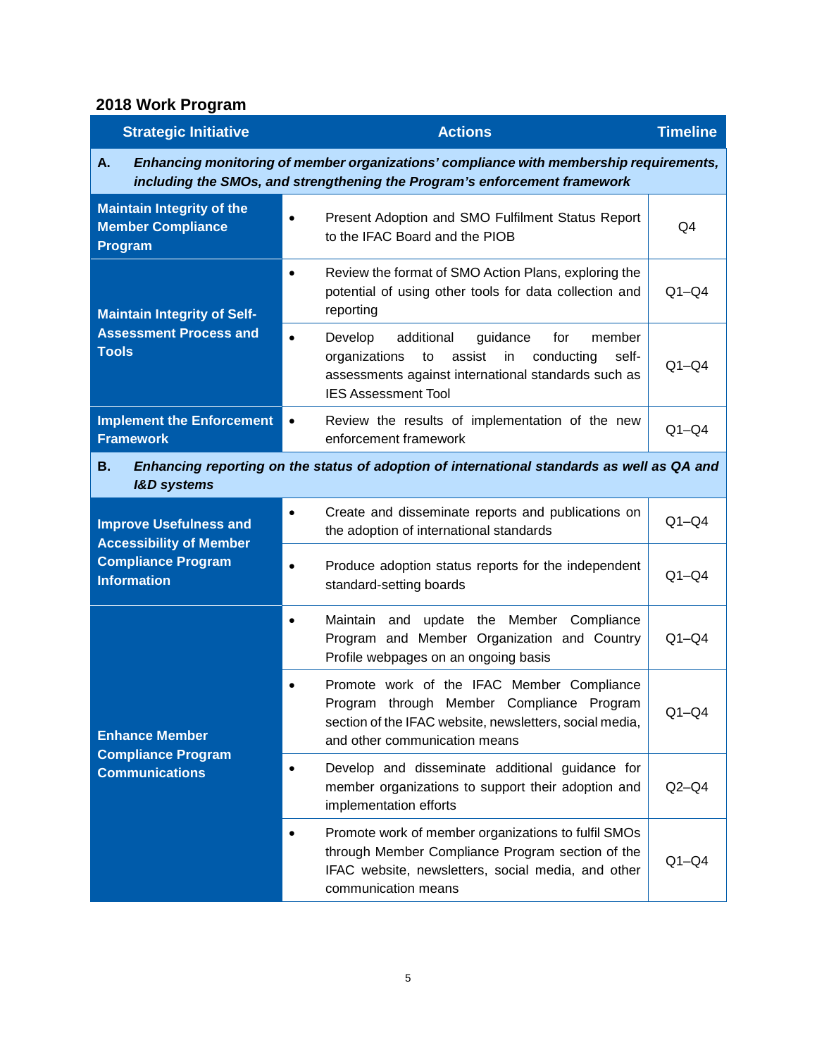## 2018 Work Program

| Strategic Initiative | Actions | Timeline |
|---|---|---|
| **A.** ***Enhancing monitoring of member organizations' compliance with membership requirements, including the SMOs, and strengthening the Program's enforcement framework*** | | |
| **Maintain Integrity of the Member Compliance Program** | • Present Adoption and SMO Fulfilment Status Report to the IFAC Board and the PIOB | Q4 |
| **Maintain Integrity of Self-Assessment Process and Tools** | • Review the format of SMO Action Plans, exploring the potential of using other tools for data collection and reporting | Q1–Q4 |
| | • Develop additional guidance for member organizations to assist in conducting self-assessments against international standards such as IES Assessment Tool | Q1–Q4 |
| **Implement the Enforcement Framework** | • Review the results of implementation of the new enforcement framework | Q1–Q4 |
| **B.** ***Enhancing reporting on the status of adoption of international standards as well as QA and I&D systems*** | | |
| **Improve Usefulness and Accessibility of Member Compliance Program Information** | • Create and disseminate reports and publications on the adoption of international standards | Q1–Q4 |
| | • Produce adoption status reports for the independent standard-setting boards | Q1–Q4 |
| **Enhance Member Compliance Program Communications** | • Maintain and update the Member Compliance Program and Member Organization and Country Profile webpages on an ongoing basis | Q1–Q4 |
| | • Promote work of the IFAC Member Compliance Program through Member Compliance Program section of the IFAC website, newsletters, social media, and other communication means | Q1–Q4 |
| | • Develop and disseminate additional guidance for member organizations to support their adoption and implementation efforts | Q2–Q4 |
| | • Promote work of member organizations to fulfil SMOs through Member Compliance Program section of the IFAC website, newsletters, social media, and other communication means | Q1–Q4 |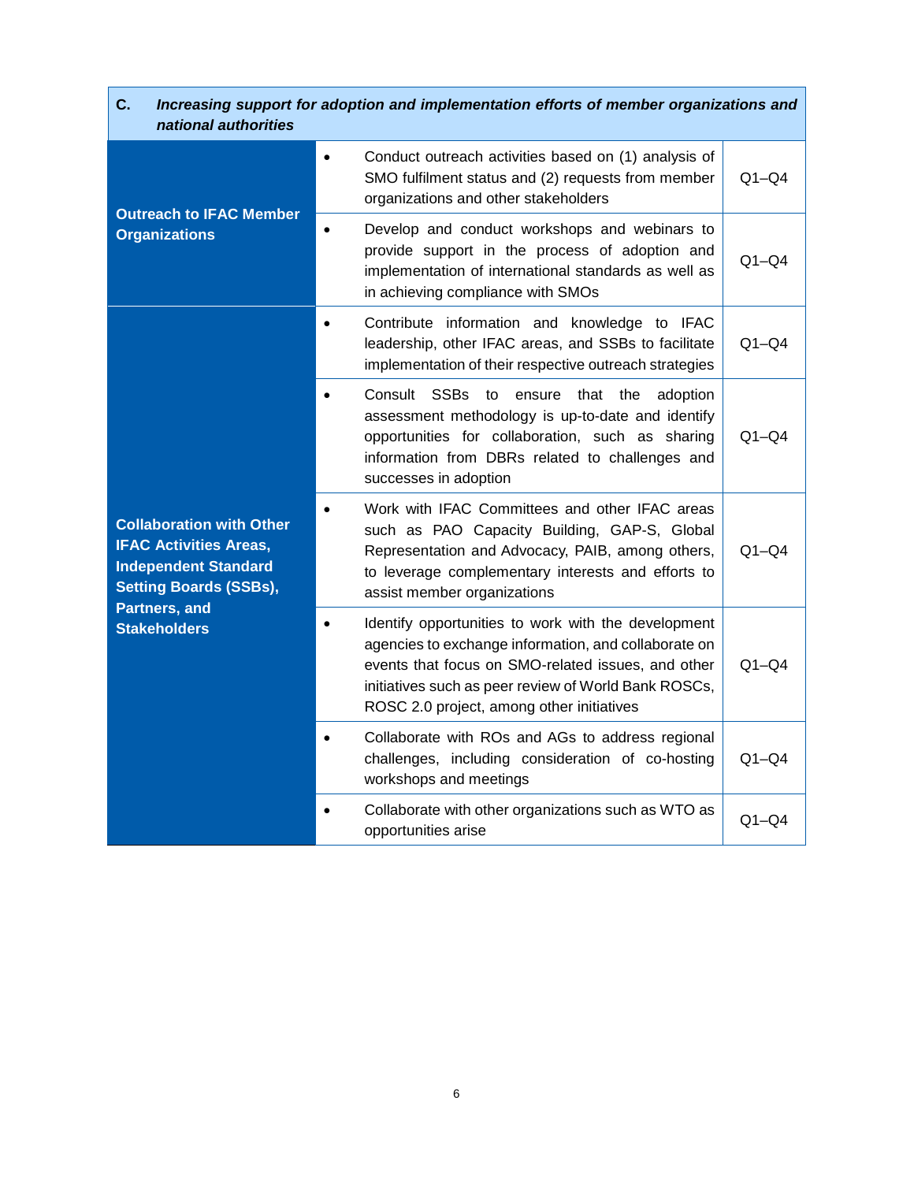| **C.** | ***Increasing support for adoption and implementation efforts of member organizations and national authorities*** | |
|---|---|---|
| **Outreach to IFAC Member Organizations** | • Conduct outreach activities based on (1) analysis of SMO fulfilment status and (2) requests from member organizations and other stakeholders | Q1–Q4 |
| | • Develop and conduct workshops and webinars to provide support in the process of adoption and implementation of international standards as well as in achieving compliance with SMOs | Q1–Q4 |
| **Collaboration with Other IFAC Activities Areas, Independent Standard Setting Boards (SSBs), Partners, and Stakeholders** | • Contribute information and knowledge to IFAC leadership, other IFAC areas, and SSBs to facilitate implementation of their respective outreach strategies | Q1–Q4 |
| | • Consult SSBs to ensure that the adoption assessment methodology is up-to-date and identify opportunities for collaboration, such as sharing information from DBRs related to challenges and successes in adoption | Q1–Q4 |
| | • Work with IFAC Committees and other IFAC areas such as PAO Capacity Building, GAP-S, Global Representation and Advocacy, PAIB, among others, to leverage complementary interests and efforts to assist member organizations | Q1–Q4 |
| | • Identify opportunities to work with the development agencies to exchange information, and collaborate on events that focus on SMO-related issues, and other initiatives such as peer review of World Bank ROSCs, ROSC 2.0 project, among other initiatives | Q1–Q4 |
| | • Collaborate with ROs and AGs to address regional challenges, including consideration of co-hosting workshops and meetings | Q1–Q4 |
| | • Collaborate with other organizations such as WTO as opportunities arise | Q1–Q4 |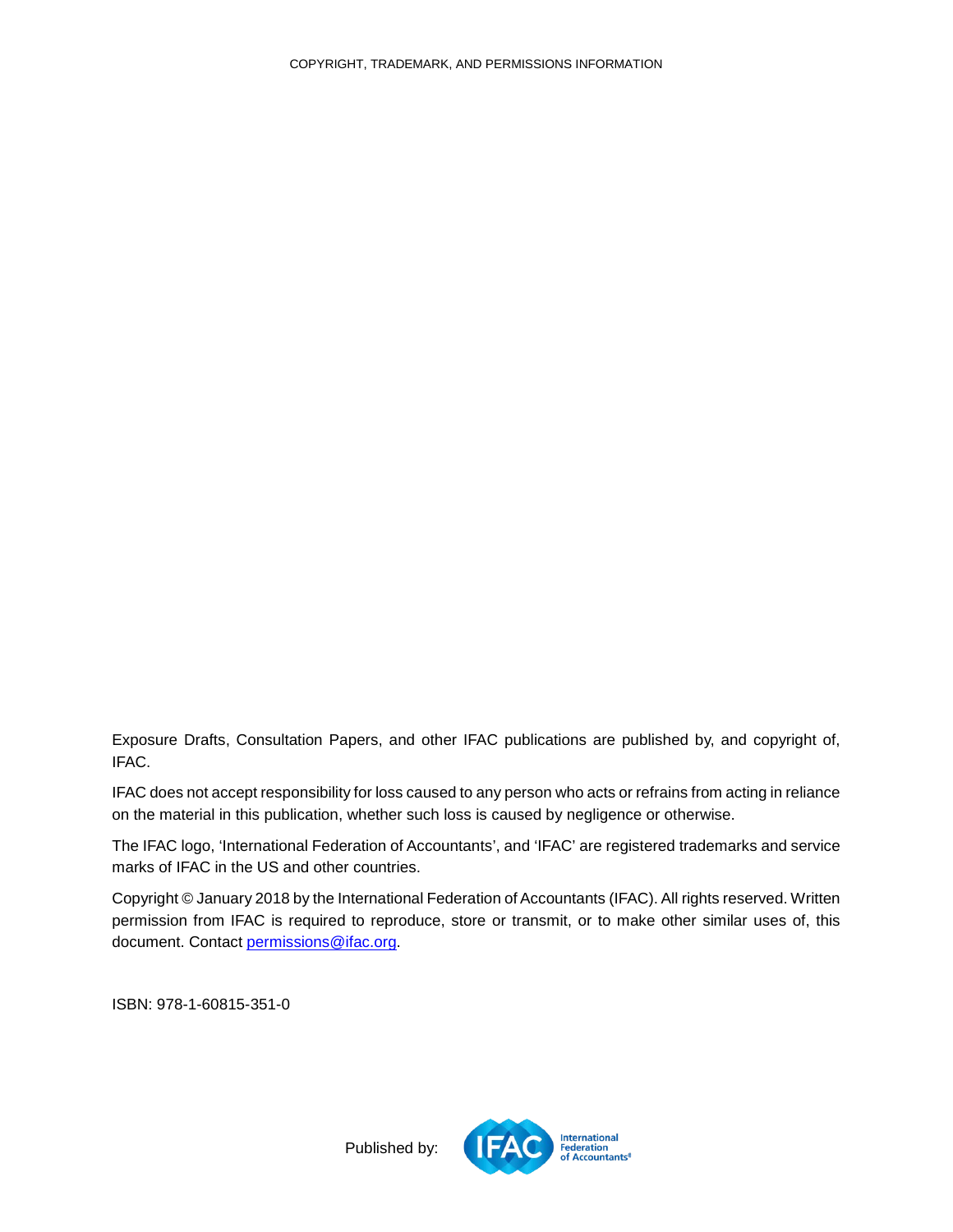COPYRIGHT, TRADEMARK, AND PERMISSIONS INFORMATION

Exposure Drafts, Consultation Papers, and other IFAC publications are published by, and copyright of, IFAC.

IFAC does not accept responsibility for loss caused to any person who acts or refrains from acting in reliance on the material in this publication, whether such loss is caused by negligence or otherwise.

The IFAC logo, 'International Federation of Accountants', and 'IFAC' are registered trademarks and service marks of IFAC in the US and other countries.

Copyright © January 2018 by the International Federation of Accountants (IFAC). All rights reserved. Written permission from IFAC is required to reproduce, store or transmit, or to make other similar uses of, this document. Contact [permissions@ifac.org](mailto:permissions@ifac.org).

ISBN: 978-1-60815-351-0

Published by: IFAC International Federation of Accountants®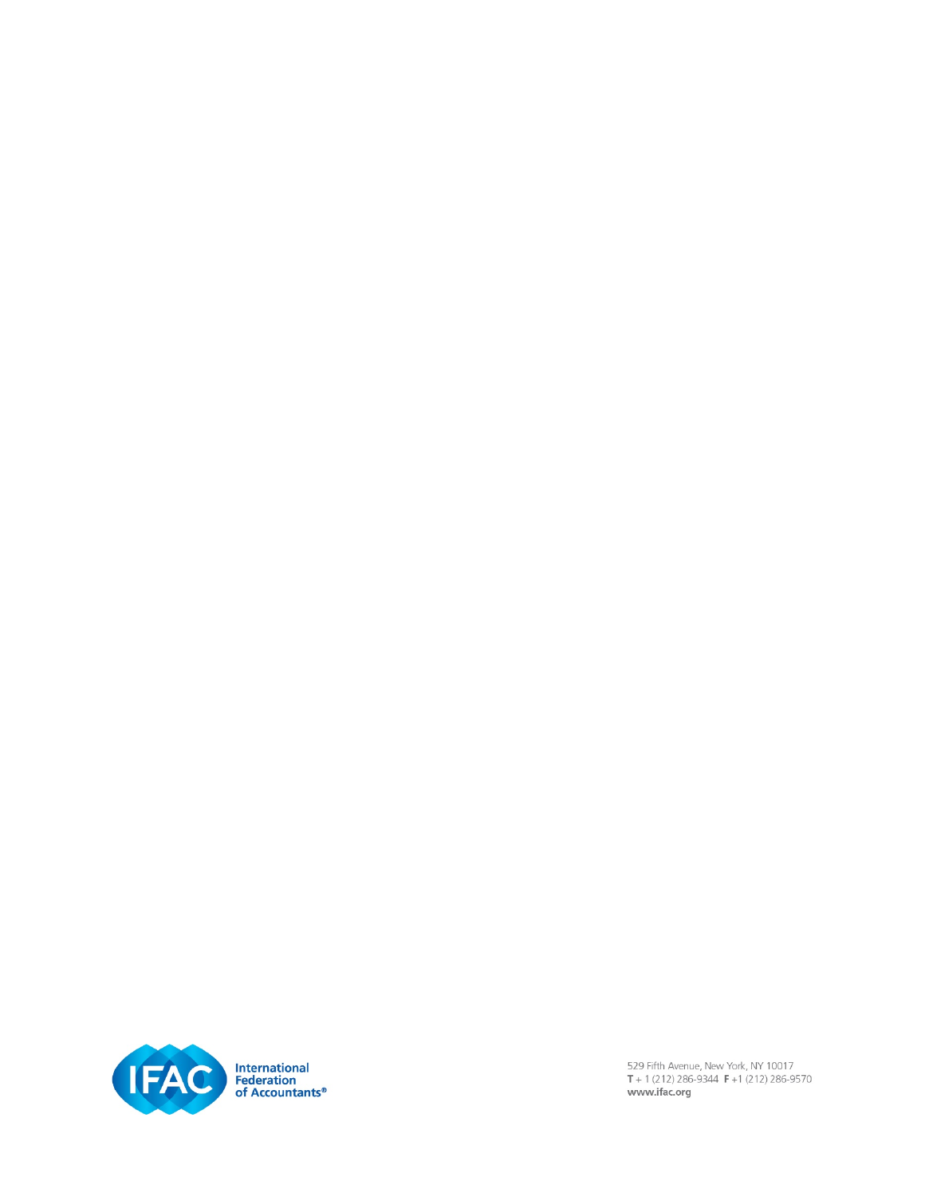International Federation of Accountants®

529 Fifth Avenue, New York, NY 10017
**T** + 1 (212) 286-9344 **F** +1 (212) 286-9570
**www.ifac.org**